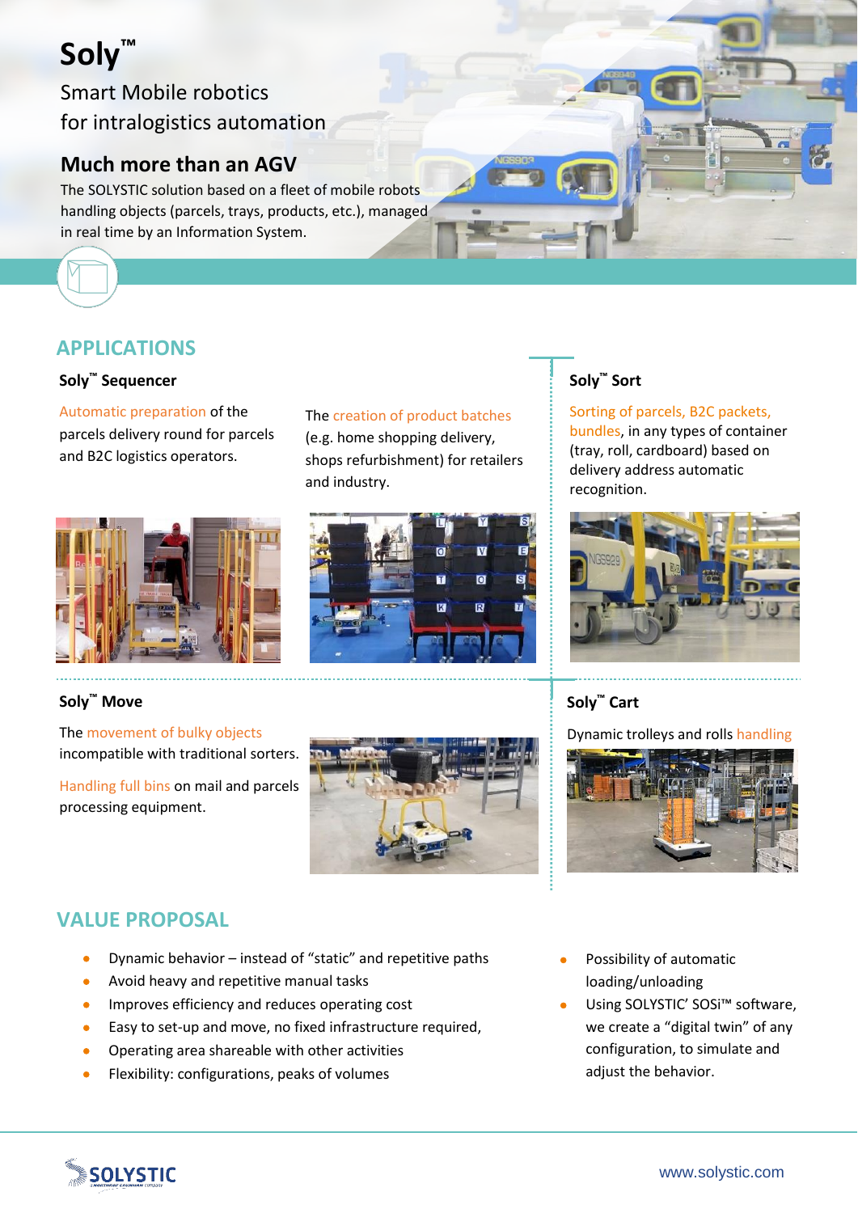# Soly™

Smart Mobile robotics
for intralogistics automation

## Much more than an AGV

The SOLYSTIC solution based on a fleet of mobile robots handling objects (parcels, trays, products, etc.), managed in real time by an Information System.

## APPLICATIONS

### Soly™ Sequencer

Automatic preparation of the parcels delivery round for parcels and B2C logistics operators.

The creation of product batches (e.g. home shopping delivery, shops refurbishment) for retailers and industry.

### Soly™ Sort

Sorting of parcels, B2C packets, bundles, in any types of container (tray, roll, cardboard) based on delivery address automatic recognition.

### Soly™ Move

The movement of bulky objects incompatible with traditional sorters.

Handling full bins on mail and parcels processing equipment.

### Soly™ Cart

Dynamic trolleys and rolls handling

## VALUE PROPOSAL

- Dynamic behavior – instead of “static” and repetitive paths
- Avoid heavy and repetitive manual tasks
- Improves efficiency and reduces operating cost
- Easy to set-up and move, no fixed infrastructure required,
- Operating area shareable with other activities
- Flexibility: configurations, peaks of volumes
- Possibility of automatic loading/unloading
- Using SOLYSTIC’ SOSi™ software, we create a “digital twin” of any configuration, to simulate and adjust the behavior.

SOLYSTIC

www.solystic.com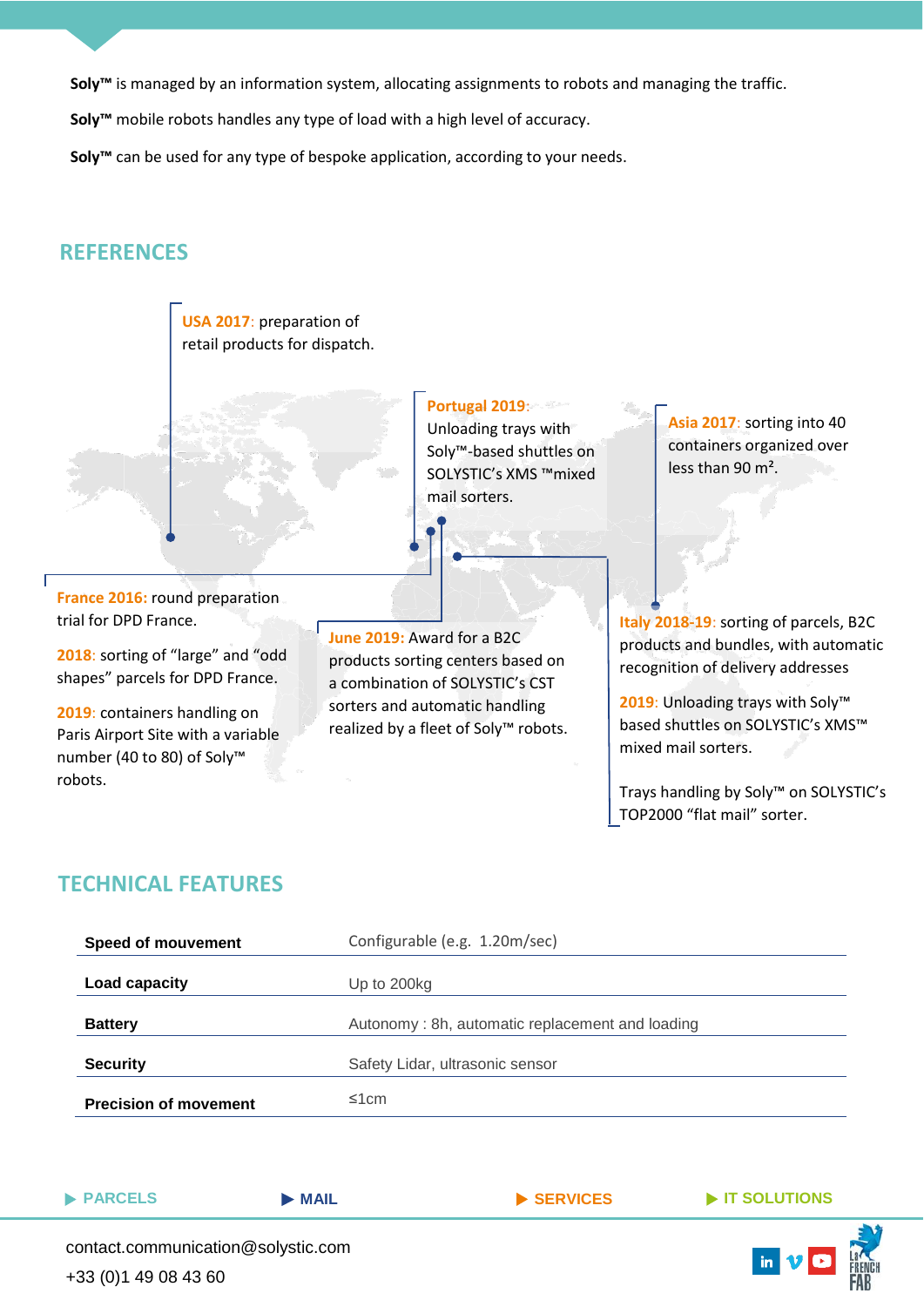**Soly™** is managed by an information system, allocating assignments to robots and managing the traffic.

**Soly™** mobile robots handles any type of load with a high level of accuracy.

**Soly™** can be used for any type of bespoke application, according to your needs.

## REFERENCES

**USA 2017**: preparation of retail products for dispatch.

**Portugal 2019**: Unloading trays with Soly™-based shuttles on SOLYSTIC's XMS ™mixed mail sorters.

**Asia 2017**: sorting into 40 containers organized over less than 90 m².

**France 2016:** round preparation trial for DPD France.

**2018**: sorting of "large" and "odd shapes" parcels for DPD France.

**2019**: containers handling on Paris Airport Site with a variable number (40 to 80) of Soly™ robots.

**June 2019:** Award for a B2C products sorting centers based on a combination of SOLYSTIC's CST sorters and automatic handling realized by a fleet of Soly™ robots.

**Italy 2018-19**: sorting of parcels, B2C products and bundles, with automatic recognition of delivery addresses

**2019**: Unloading trays with Soly™ based shuttles on SOLYSTIC's XMS™ mixed mail sorters.

Trays handling by Soly™ on SOLYSTIC's TOP2000 "flat mail" sorter.

## TECHNICAL FEATURES

| | |
|---|---|
| **Speed of mouvement** | Configurable (e.g. 1.20m/sec) |
| **Load capacity** | Up to 200kg |
| **Battery** | Autonomy : 8h, automatic replacement and loading |
| **Security** | Safety Lidar, ultrasonic sensor |
| **Precision of movement** | ≤1cm |

▶ PARCELS ▶ MAIL ▶ SERVICES ▶ IT SOLUTIONS

contact.communication@solystic.com

+33 (0)1 49 08 43 60